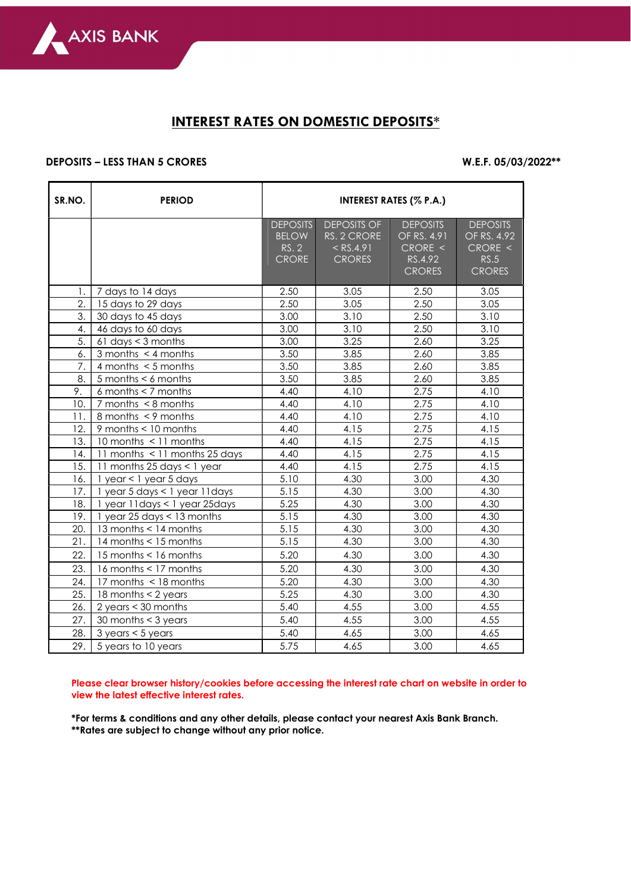# INTEREST RATES ON DOMESTIC DEPOSITS*

**DEPOSITS – LESS THAN 5 CRORES** **W.E.F. 05/03/2022****

| SR.NO. | PERIOD | INTEREST RATES (% P.A.) | | | |
|---|---|---|---|---|---|
| | | DEPOSITS BELOW RS. 2 CRORE | DEPOSITS OF RS. 2 CRORE < RS.4.91 CRORES | DEPOSITS OF RS. 4.91 CRORE < RS.4.92 CRORES | DEPOSITS OF RS. 4.92 CRORE < RS.5 CRORES |
| 1. | 7 days to 14 days | 2.50 | 3.05 | 2.50 | 3.05 |
| 2. | 15 days to 29 days | 2.50 | 3.05 | 2.50 | 3.05 |
| 3. | 30 days to 45 days | 3.00 | 3.10 | 2.50 | 3.10 |
| 4. | 46 days to 60 days | 3.00 | 3.10 | 2.50 | 3.10 |
| 5. | 61 days < 3 months | 3.00 | 3.25 | 2.60 | 3.25 |
| 6. | 3 months < 4 months | 3.50 | 3.85 | 2.60 | 3.85 |
| 7. | 4 months < 5 months | 3.50 | 3.85 | 2.60 | 3.85 |
| 8. | 5 months < 6 months | 3.50 | 3.85 | 2.60 | 3.85 |
| 9. | 6 months < 7 months | 4.40 | 4.10 | 2.75 | 4.10 |
| 10. | 7 months < 8 months | 4.40 | 4.10 | 2.75 | 4.10 |
| 11. | 8 months < 9 months | 4.40 | 4.10 | 2.75 | 4.10 |
| 12. | 9 months < 10 months | 4.40 | 4.15 | 2.75 | 4.15 |
| 13. | 10 months < 11 months | 4.40 | 4.15 | 2.75 | 4.15 |
| 14. | 11 months < 11 months 25 days | 4.40 | 4.15 | 2.75 | 4.15 |
| 15. | 11 months 25 days < 1 year | 4.40 | 4.15 | 2.75 | 4.15 |
| 16. | 1 year < 1 year 5 days | 5.10 | 4.30 | 3.00 | 4.30 |
| 17. | 1 year 5 days < 1 year 11days | 5.15 | 4.30 | 3.00 | 4.30 |
| 18. | 1 year 11days < 1 year 25days | 5.25 | 4.30 | 3.00 | 4.30 |
| 19. | 1 year 25 days < 13 months | 5.15 | 4.30 | 3.00 | 4.30 |
| 20. | 13 months < 14 months | 5.15 | 4.30 | 3.00 | 4.30 |
| 21. | 14 months < 15 months | 5.15 | 4.30 | 3.00 | 4.30 |
| 22. | 15 months < 16 months | 5.20 | 4.30 | 3.00 | 4.30 |
| 23. | 16 months < 17 months | 5.20 | 4.30 | 3.00 | 4.30 |
| 24. | 17 months < 18 months | 5.20 | 4.30 | 3.00 | 4.30 |
| 25. | 18 months < 2 years | 5.25 | 4.30 | 3.00 | 4.30 |
| 26. | 2 years < 30 months | 5.40 | 4.55 | 3.00 | 4.55 |
| 27. | 30 months < 3 years | 5.40 | 4.55 | 3.00 | 4.55 |
| 28. | 3 years < 5 years | 5.40 | 4.65 | 3.00 | 4.65 |
| 29. | 5 years to 10 years | 5.75 | 4.65 | 3.00 | 4.65 |

**Please clear browser history/cookies before accessing the interest rate chart on website in order to view the latest effective interest rates.**

***For terms & conditions and any other details, please contact your nearest Axis Bank Branch.**
****Rates are subject to change without any prior notice.**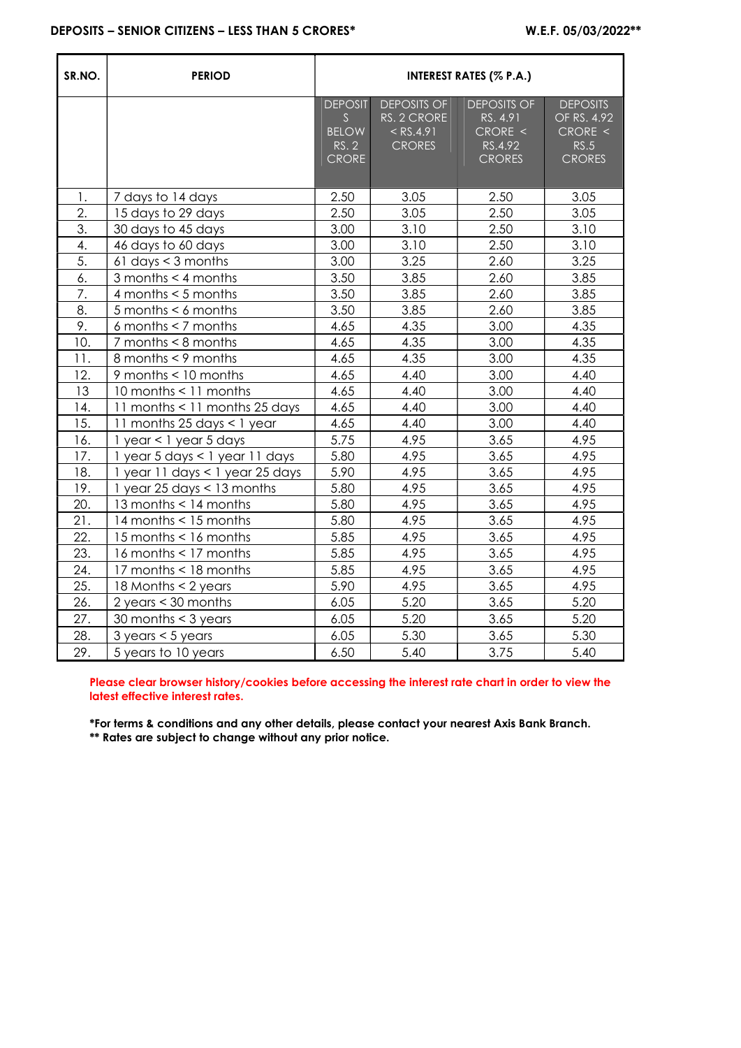**DEPOSITS – SENIOR CITIZENS – LESS THAN 5 CRORES*** **W.E.F. 05/03/2022****

| SR.NO. | PERIOD | INTEREST RATES (% P.A.) | | | |
|---|---|---|---|---|---|
| | | DEPOSITS BELOW RS. 2 CRORE | DEPOSITS OF RS. 2 CRORE < RS.4.91 CRORES | DEPOSITS OF RS. 4.91 CRORE < RS.4.92 CRORES | DEPOSITS OF RS. 4.92 CRORE < RS.5 CRORES |
| 1. | 7 days to 14 days | 2.50 | 3.05 | 2.50 | 3.05 |
| 2. | 15 days to 29 days | 2.50 | 3.05 | 2.50 | 3.05 |
| 3. | 30 days to 45 days | 3.00 | 3.10 | 2.50 | 3.10 |
| 4. | 46 days to 60 days | 3.00 | 3.10 | 2.50 | 3.10 |
| 5. | 61 days < 3 months | 3.00 | 3.25 | 2.60 | 3.25 |
| 6. | 3 months < 4 months | 3.50 | 3.85 | 2.60 | 3.85 |
| 7. | 4 months < 5 months | 3.50 | 3.85 | 2.60 | 3.85 |
| 8. | 5 months < 6 months | 3.50 | 3.85 | 2.60 | 3.85 |
| 9. | 6 months < 7 months | 4.65 | 4.35 | 3.00 | 4.35 |
| 10. | 7 months < 8 months | 4.65 | 4.35 | 3.00 | 4.35 |
| 11. | 8 months < 9 months | 4.65 | 4.35 | 3.00 | 4.35 |
| 12. | 9 months < 10 months | 4.65 | 4.40 | 3.00 | 4.40 |
| 13 | 10 months < 11 months | 4.65 | 4.40 | 3.00 | 4.40 |
| 14. | 11 months < 11 months 25 days | 4.65 | 4.40 | 3.00 | 4.40 |
| 15. | 11 months 25 days < 1 year | 4.65 | 4.40 | 3.00 | 4.40 |
| 16. | 1 year < 1 year 5 days | 5.75 | 4.95 | 3.65 | 4.95 |
| 17. | 1 year 5 days < 1 year 11 days | 5.80 | 4.95 | 3.65 | 4.95 |
| 18. | 1 year 11 days < 1 year 25 days | 5.90 | 4.95 | 3.65 | 4.95 |
| 19. | 1 year 25 days < 13 months | 5.80 | 4.95 | 3.65 | 4.95 |
| 20. | 13 months < 14 months | 5.80 | 4.95 | 3.65 | 4.95 |
| 21. | 14 months < 15 months | 5.80 | 4.95 | 3.65 | 4.95 |
| 22. | 15 months < 16 months | 5.85 | 4.95 | 3.65 | 4.95 |
| 23. | 16 months < 17 months | 5.85 | 4.95 | 3.65 | 4.95 |
| 24. | 17 months < 18 months | 5.85 | 4.95 | 3.65 | 4.95 |
| 25. | 18 Months < 2 years | 5.90 | 4.95 | 3.65 | 4.95 |
| 26. | 2 years < 30 months | 6.05 | 5.20 | 3.65 | 5.20 |
| 27. | 30 months < 3 years | 6.05 | 5.20 | 3.65 | 5.20 |
| 28. | 3 years < 5 years | 6.05 | 5.30 | 3.65 | 5.30 |
| 29. | 5 years to 10 years | 6.50 | 5.40 | 3.75 | 5.40 |

**Please clear browser history/cookies before accessing the interest rate chart in order to view the latest effective interest rates.**

***For terms & conditions and any other details, please contact your nearest Axis Bank Branch.**
**** Rates are subject to change without any prior notice.**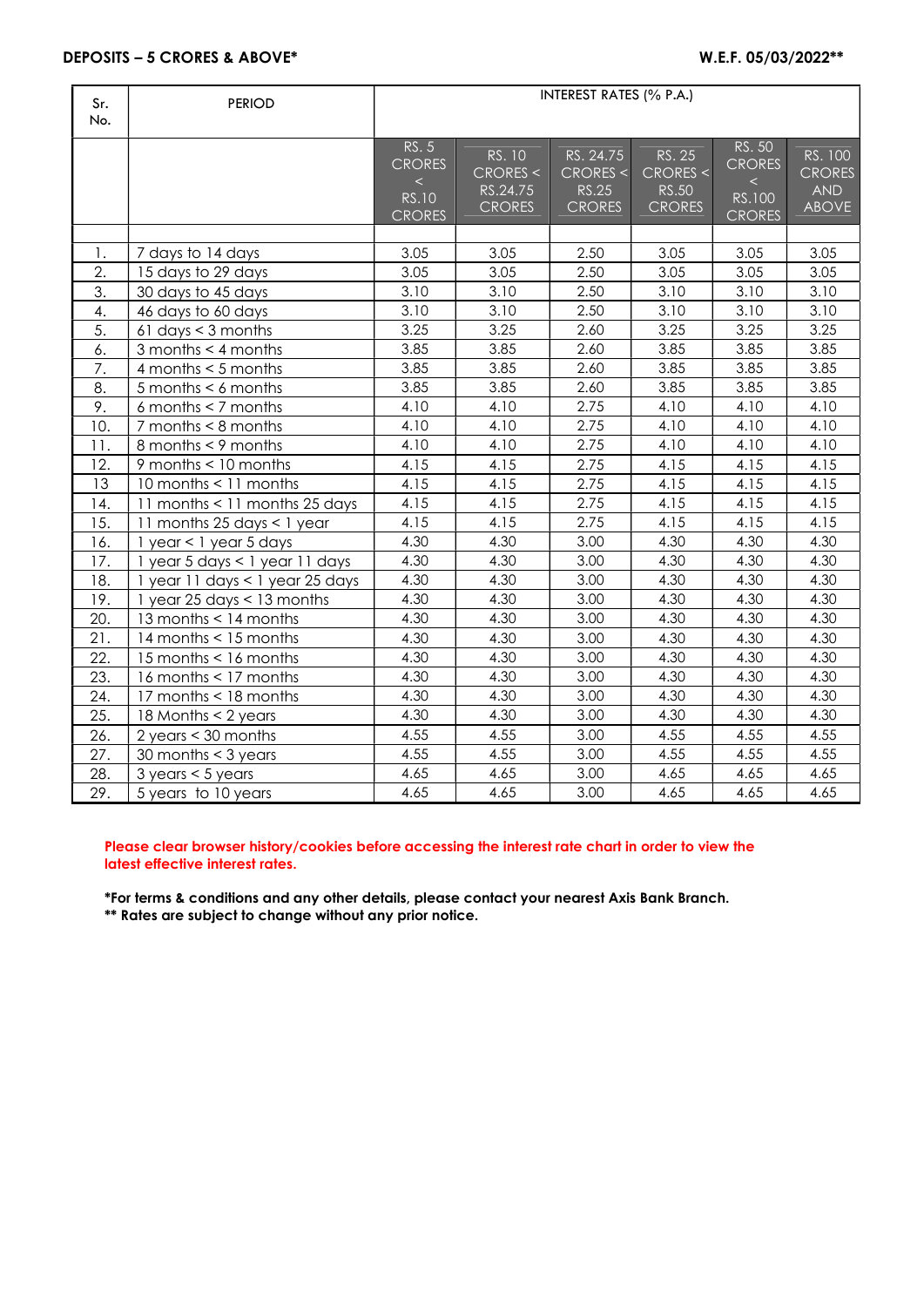**DEPOSITS – 5 CRORES & ABOVE*** **W.E.F. 05/03/2022****

| Sr. No. | PERIOD | INTEREST RATES (% P.A.) | | | | | |
|---|---|---|---|---|---|---|---|
| | | RS. 5 CRORES < RS.10 CRORES | RS. 10 CRORES < RS.24.75 CRORES | RS. 24.75 CRORES < RS.25 CRORES | RS. 25 CRORES < RS.50 CRORES | RS. 50 CRORES < RS.100 CRORES | RS. 100 CRORES AND ABOVE |
| 1. | 7 days to 14 days | 3.05 | 3.05 | 2.50 | 3.05 | 3.05 | 3.05 |
| 2. | 15 days to 29 days | 3.05 | 3.05 | 2.50 | 3.05 | 3.05 | 3.05 |
| 3. | 30 days to 45 days | 3.10 | 3.10 | 2.50 | 3.10 | 3.10 | 3.10 |
| 4. | 46 days to 60 days | 3.10 | 3.10 | 2.50 | 3.10 | 3.10 | 3.10 |
| 5. | 61 days < 3 months | 3.25 | 3.25 | 2.60 | 3.25 | 3.25 | 3.25 |
| 6. | 3 months < 4 months | 3.85 | 3.85 | 2.60 | 3.85 | 3.85 | 3.85 |
| 7. | 4 months < 5 months | 3.85 | 3.85 | 2.60 | 3.85 | 3.85 | 3.85 |
| 8. | 5 months < 6 months | 3.85 | 3.85 | 2.60 | 3.85 | 3.85 | 3.85 |
| 9. | 6 months < 7 months | 4.10 | 4.10 | 2.75 | 4.10 | 4.10 | 4.10 |
| 10. | 7 months < 8 months | 4.10 | 4.10 | 2.75 | 4.10 | 4.10 | 4.10 |
| 11. | 8 months < 9 months | 4.10 | 4.10 | 2.75 | 4.10 | 4.10 | 4.10 |
| 12. | 9 months < 10 months | 4.15 | 4.15 | 2.75 | 4.15 | 4.15 | 4.15 |
| 13 | 10 months < 11 months | 4.15 | 4.15 | 2.75 | 4.15 | 4.15 | 4.15 |
| 14. | 11 months < 11 months 25 days | 4.15 | 4.15 | 2.75 | 4.15 | 4.15 | 4.15 |
| 15. | 11 months 25 days < 1 year | 4.15 | 4.15 | 2.75 | 4.15 | 4.15 | 4.15 |
| 16. | 1 year < 1 year 5 days | 4.30 | 4.30 | 3.00 | 4.30 | 4.30 | 4.30 |
| 17. | 1 year 5 days < 1 year 11 days | 4.30 | 4.30 | 3.00 | 4.30 | 4.30 | 4.30 |
| 18. | 1 year 11 days < 1 year 25 days | 4.30 | 4.30 | 3.00 | 4.30 | 4.30 | 4.30 |
| 19. | 1 year 25 days < 13 months | 4.30 | 4.30 | 3.00 | 4.30 | 4.30 | 4.30 |
| 20. | 13 months < 14 months | 4.30 | 4.30 | 3.00 | 4.30 | 4.30 | 4.30 |
| 21. | 14 months < 15 months | 4.30 | 4.30 | 3.00 | 4.30 | 4.30 | 4.30 |
| 22. | 15 months < 16 months | 4.30 | 4.30 | 3.00 | 4.30 | 4.30 | 4.30 |
| 23. | 16 months < 17 months | 4.30 | 4.30 | 3.00 | 4.30 | 4.30 | 4.30 |
| 24. | 17 months < 18 months | 4.30 | 4.30 | 3.00 | 4.30 | 4.30 | 4.30 |
| 25. | 18 Months < 2 years | 4.30 | 4.30 | 3.00 | 4.30 | 4.30 | 4.30 |
| 26. | 2 years < 30 months | 4.55 | 4.55 | 3.00 | 4.55 | 4.55 | 4.55 |
| 27. | 30 months < 3 years | 4.55 | 4.55 | 3.00 | 4.55 | 4.55 | 4.55 |
| 28. | 3 years < 5 years | 4.65 | 4.65 | 3.00 | 4.65 | 4.65 | 4.65 |
| 29. | 5 years to 10 years | 4.65 | 4.65 | 3.00 | 4.65 | 4.65 | 4.65 |

**Please clear browser history/cookies before accessing the interest rate chart in order to view the latest effective interest rates.**

***For terms & conditions and any other details, please contact your nearest Axis Bank Branch.**
**** Rates are subject to change without any prior notice.**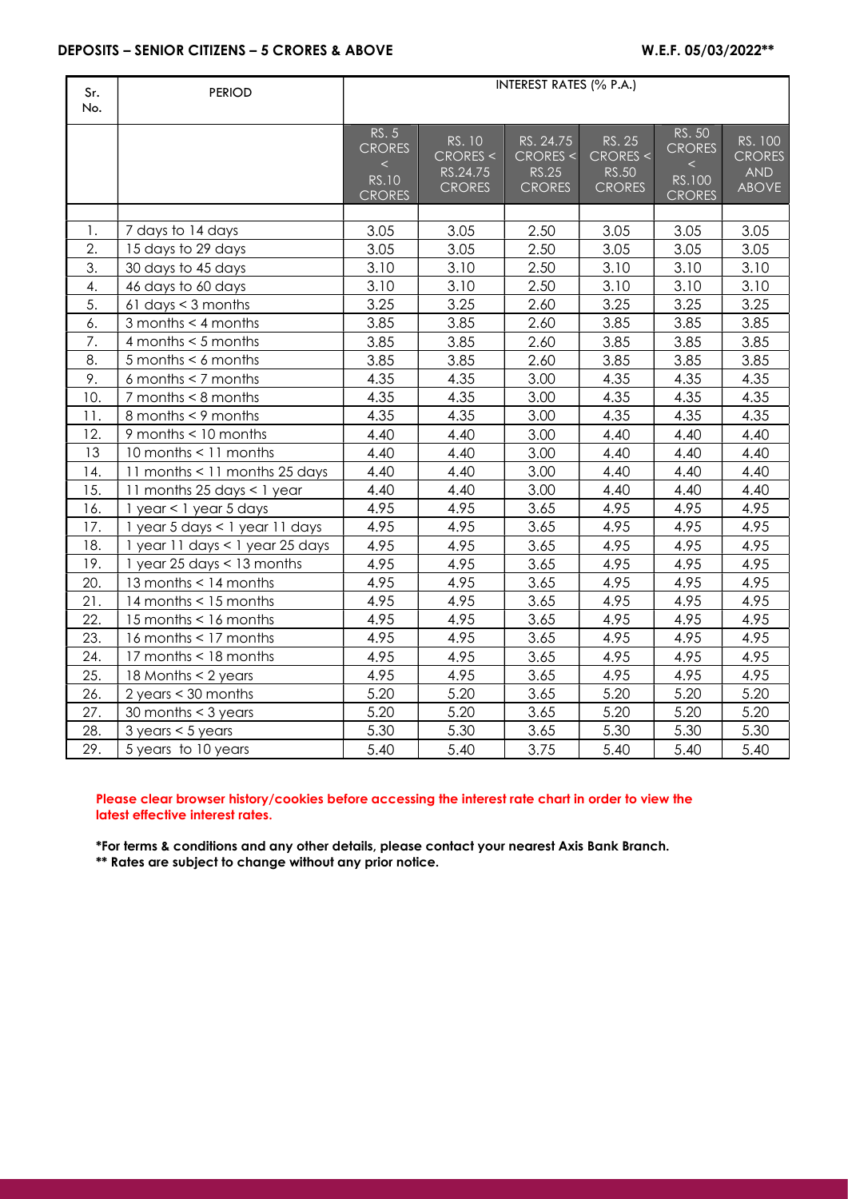**DEPOSITS – SENIOR CITIZENS – 5 CRORES & ABOVE** **W.E.F. 05/03/2022****

| Sr. No. | PERIOD | INTEREST RATES (% P.A.) | | | | | |
|---|---|---|---|---|---|---|---|
| | | RS. 5 CRORES < RS.10 CRORES | RS. 10 CRORES < RS.24.75 CRORES | RS. 24.75 CRORES < RS.25 CRORES | RS. 25 CRORES < RS.50 CRORES | RS. 50 CRORES < RS.100 CRORES | RS. 100 CRORES AND ABOVE |
| 1. | 7 days to 14 days | 3.05 | 3.05 | 2.50 | 3.05 | 3.05 | 3.05 |
| 2. | 15 days to 29 days | 3.05 | 3.05 | 2.50 | 3.05 | 3.05 | 3.05 |
| 3. | 30 days to 45 days | 3.10 | 3.10 | 2.50 | 3.10 | 3.10 | 3.10 |
| 4. | 46 days to 60 days | 3.10 | 3.10 | 2.50 | 3.10 | 3.10 | 3.10 |
| 5. | 61 days < 3 months | 3.25 | 3.25 | 2.60 | 3.25 | 3.25 | 3.25 |
| 6. | 3 months < 4 months | 3.85 | 3.85 | 2.60 | 3.85 | 3.85 | 3.85 |
| 7. | 4 months < 5 months | 3.85 | 3.85 | 2.60 | 3.85 | 3.85 | 3.85 |
| 8. | 5 months < 6 months | 3.85 | 3.85 | 2.60 | 3.85 | 3.85 | 3.85 |
| 9. | 6 months < 7 months | 4.35 | 4.35 | 3.00 | 4.35 | 4.35 | 4.35 |
| 10. | 7 months < 8 months | 4.35 | 4.35 | 3.00 | 4.35 | 4.35 | 4.35 |
| 11. | 8 months < 9 months | 4.35 | 4.35 | 3.00 | 4.35 | 4.35 | 4.35 |
| 12. | 9 months < 10 months | 4.40 | 4.40 | 3.00 | 4.40 | 4.40 | 4.40 |
| 13 | 10 months < 11 months | 4.40 | 4.40 | 3.00 | 4.40 | 4.40 | 4.40 |
| 14. | 11 months < 11 months 25 days | 4.40 | 4.40 | 3.00 | 4.40 | 4.40 | 4.40 |
| 15. | 11 months 25 days < 1 year | 4.40 | 4.40 | 3.00 | 4.40 | 4.40 | 4.40 |
| 16. | 1 year < 1 year 5 days | 4.95 | 4.95 | 3.65 | 4.95 | 4.95 | 4.95 |
| 17. | 1 year 5 days < 1 year 11 days | 4.95 | 4.95 | 3.65 | 4.95 | 4.95 | 4.95 |
| 18. | 1 year 11 days < 1 year 25 days | 4.95 | 4.95 | 3.65 | 4.95 | 4.95 | 4.95 |
| 19. | 1 year 25 days < 13 months | 4.95 | 4.95 | 3.65 | 4.95 | 4.95 | 4.95 |
| 20. | 13 months < 14 months | 4.95 | 4.95 | 3.65 | 4.95 | 4.95 | 4.95 |
| 21. | 14 months < 15 months | 4.95 | 4.95 | 3.65 | 4.95 | 4.95 | 4.95 |
| 22. | 15 months < 16 months | 4.95 | 4.95 | 3.65 | 4.95 | 4.95 | 4.95 |
| 23. | 16 months < 17 months | 4.95 | 4.95 | 3.65 | 4.95 | 4.95 | 4.95 |
| 24. | 17 months < 18 months | 4.95 | 4.95 | 3.65 | 4.95 | 4.95 | 4.95 |
| 25. | 18 Months < 2 years | 4.95 | 4.95 | 3.65 | 4.95 | 4.95 | 4.95 |
| 26. | 2 years < 30 months | 5.20 | 5.20 | 3.65 | 5.20 | 5.20 | 5.20 |
| 27. | 30 months < 3 years | 5.20 | 5.20 | 3.65 | 5.20 | 5.20 | 5.20 |
| 28. | 3 years < 5 years | 5.30 | 5.30 | 3.65 | 5.30 | 5.30 | 5.30 |
| 29. | 5 years to 10 years | 5.40 | 5.40 | 3.75 | 5.40 | 5.40 | 5.40 |

**Please clear browser history/cookies before accessing the interest rate chart in order to view the latest effective interest rates.**

***For terms & conditions and any other details, please contact your nearest Axis Bank Branch.**

**** Rates are subject to change without any prior notice.**